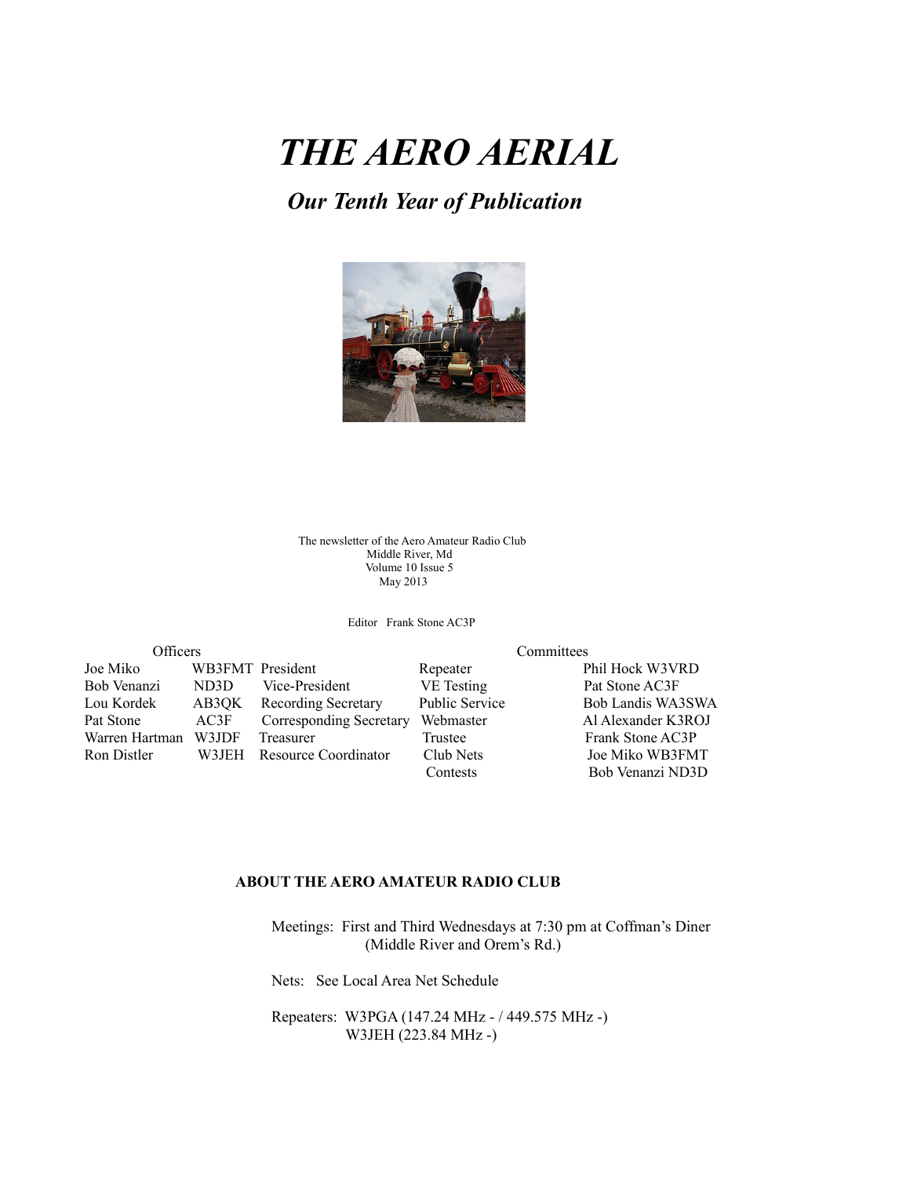# *THE AERO AERIAL*

## ***Our Tenth Year of Publication***

The newsletter of the Aero Amateur Radio Club
Middle River, Md
Volume 10 Issue 5
May 2013

Editor Frank Stone AC3P

| Officers | | | Committees | |
|---|---|---|---|---|
| Joe Miko | WB3FMT | President | Repeater | Phil Hock W3VRD |
| Bob Venanzi | ND3D | Vice-President | VE Testing | Pat Stone AC3F |
| Lou Kordek | AB3QK | Recording Secretary | Public Service | Bob Landis WA3SWA |
| Pat Stone | AC3F | Corresponding Secretary | Webmaster | Al Alexander K3ROJ |
| Warren Hartman | W3JDF | Treasurer | Trustee | Frank Stone AC3P |
| Ron Distler | W3JEH | Resource Coordinator | Club Nets | Joe Miko WB3FMT |
| | | | Contests | Bob Venanzi ND3D |

**ABOUT THE AERO AMATEUR RADIO CLUB**

Meetings: First and Third Wednesdays at 7:30 pm at Coffman's Diner (Middle River and Orem's Rd.)

Nets: See Local Area Net Schedule

Repeaters: W3PGA (147.24 MHz - / 449.575 MHz -)
W3JEH (223.84 MHz -)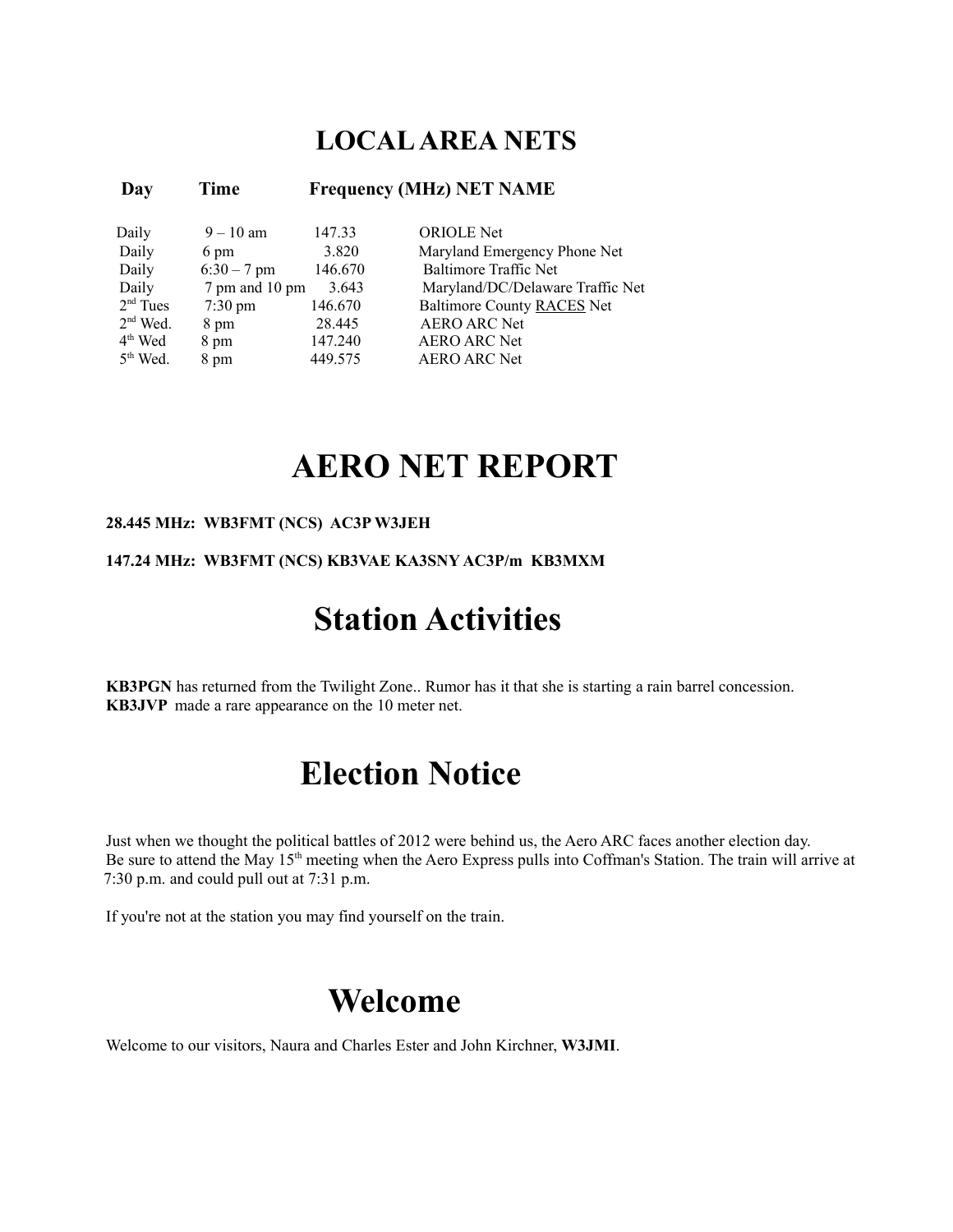# LOCAL AREA NETS

| Day | Time | Frequency (MHz) | NET NAME |
|---|---|---|---|
| Daily | 9 – 10 am | 147.33 | ORIOLE Net |
| Daily | 6 pm | 3.820 | Maryland Emergency Phone Net |
| Daily | 6:30 – 7 pm | 146.670 | Baltimore Traffic Net |
| Daily | 7 pm and 10 pm | 3.643 | Maryland/DC/Delaware Traffic Net |
| 2nd Tues | 7:30 pm | 146.670 | Baltimore County RACES Net |
| 2nd Wed. | 8 pm | 28.445 | AERO ARC Net |
| 4th Wed | 8 pm | 147.240 | AERO ARC Net |
| 5th Wed. | 8 pm | 449.575 | AERO ARC Net |

# AERO NET REPORT

**28.445 MHz: WB3FMT (NCS) AC3P W3JEH**

**147.24 MHz: WB3FMT (NCS) KB3VAE KA3SNY AC3P/m KB3MXM**

# Station Activities

**KB3PGN** has returned from the Twilight Zone.. Rumor has it that she is starting a rain barrel concession.
**KB3JVP** made a rare appearance on the 10 meter net.

# Election Notice

Just when we thought the political battles of 2012 were behind us, the Aero ARC faces another election day. Be sure to attend the May 15th meeting when the Aero Express pulls into Coffman's Station. The train will arrive at 7:30 p.m. and could pull out at 7:31 p.m.

If you're not at the station you may find yourself on the train.

# Welcome

Welcome to our visitors, Naura and Charles Ester and John Kirchner, **W3JMI**.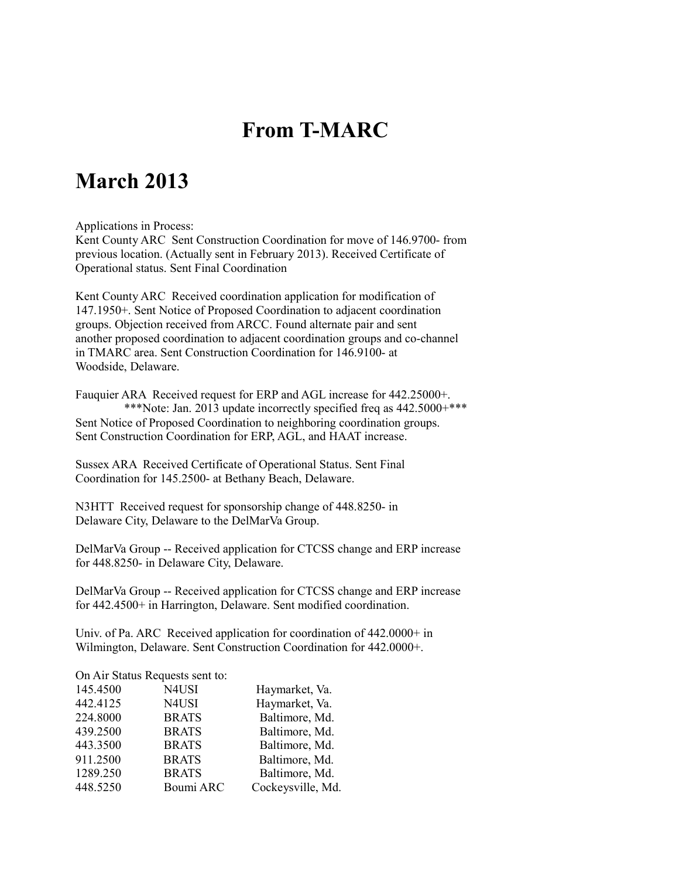# From T-MARC

# March 2013

Applications in Process:
Kent County ARC  Sent Construction Coordination for move of 146.9700- from previous location. (Actually sent in February 2013). Received Certificate of Operational status. Sent Final Coordination

Kent County ARC  Received coordination application for modification of 147.1950+. Sent Notice of Proposed Coordination to adjacent coordination groups. Objection received from ARCC. Found alternate pair and sent another proposed coordination to adjacent coordination groups and co-channel in TMARC area. Sent Construction Coordination for 146.9100- at Woodside, Delaware.

Fauquier ARA  Received request for ERP and AGL increase for 442.25000+.
***Note: Jan. 2013 update incorrectly specified freq as 442.5000+***
Sent Notice of Proposed Coordination to neighboring coordination groups. Sent Construction Coordination for ERP, AGL, and HAAT increase.

Sussex ARA  Received Certificate of Operational Status. Sent Final Coordination for 145.2500- at Bethany Beach, Delaware.

N3HTT  Received request for sponsorship change of 448.8250- in Delaware City, Delaware to the DelMarVa Group.

DelMarVa Group -- Received application for CTCSS change and ERP increase for 448.8250- in Delaware City, Delaware.

DelMarVa Group -- Received application for CTCSS change and ERP increase for 442.4500+ in Harrington, Delaware. Sent modified coordination.

Univ. of Pa. ARC  Received application for coordination of 442.0000+ in Wilmington, Delaware. Sent Construction Coordination for 442.0000+.

On Air Status Requests sent to:

| | | |
|---|---|---|
| 145.4500 | N4USI | Haymarket, Va. |
| 442.4125 | N4USI | Haymarket, Va. |
| 224.8000 | BRATS | Baltimore, Md. |
| 439.2500 | BRATS | Baltimore, Md. |
| 443.3500 | BRATS | Baltimore, Md. |
| 911.2500 | BRATS | Baltimore, Md. |
| 1289.250 | BRATS | Baltimore, Md. |
| 448.5250 | Boumi ARC | Cockeysville, Md. |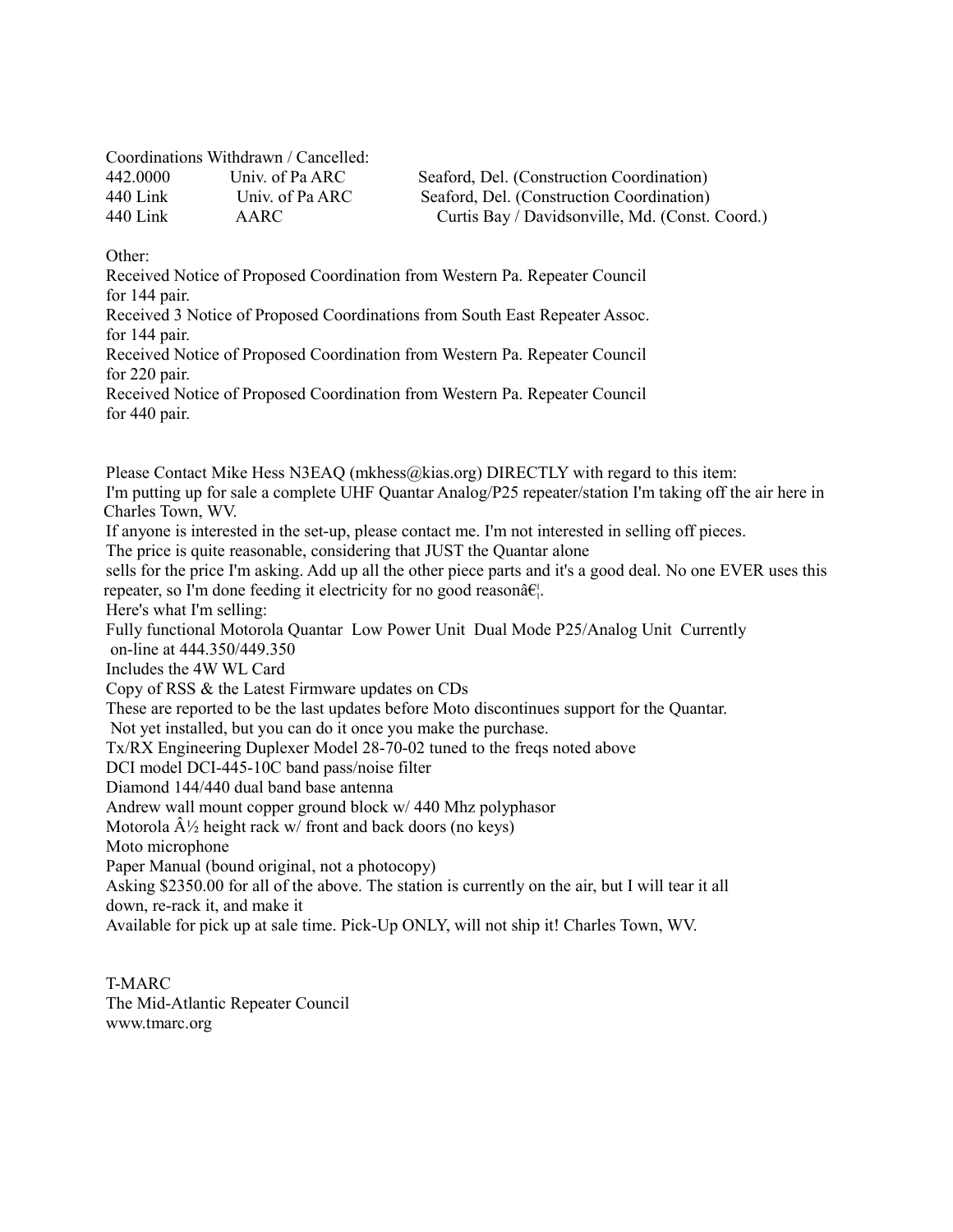Coordinations Withdrawn / Cancelled:

| | | |
|---|---|---|
| 442.0000 | Univ. of Pa ARC | Seaford, Del. (Construction Coordination) |
| 440 Link | Univ. of Pa ARC | Seaford, Del. (Construction Coordination) |
| 440 Link | AARC | Curtis Bay / Davidsonville, Md. (Const. Coord.) |

Other:

Received Notice of Proposed Coordination from Western Pa. Repeater Council for 144 pair.

Received 3 Notice of Proposed Coordinations from South East Repeater Assoc. for 144 pair.

Received Notice of Proposed Coordination from Western Pa. Repeater Council for 220 pair.

Received Notice of Proposed Coordination from Western Pa. Repeater Council for 440 pair.

Please Contact Mike Hess N3EAQ (mkhess@kias.org) DIRECTLY with regard to this item:

I'm putting up for sale a complete UHF Quantar Analog/P25 repeater/station I'm taking off the air here in Charles Town, WV.

If anyone is interested in the set-up, please contact me. I'm not interested in selling off pieces.

The price is quite reasonable, considering that JUST the Quantar alone sells for the price I'm asking. Add up all the other piece parts and it's a good deal. No one EVER uses this repeater, so I'm done feeding it electricity for no good reasonâ€¦.

Here's what I'm selling:

Fully functional Motorola Quantar Low Power Unit Dual Mode P25/Analog Unit Currently on-line at 444.350/449.350

Includes the 4W WL Card

Copy of RSS & the Latest Firmware updates on CDs

These are reported to be the last updates before Moto discontinues support for the Quantar.

Not yet installed, but you can do it once you make the purchase.

Tx/RX Engineering Duplexer Model 28-70-02 tuned to the freqs noted above

DCI model DCI-445-10C band pass/noise filter

Diamond 144/440 dual band base antenna

Andrew wall mount copper ground block w/ 440 Mhz polyphasor

Motorola Â½ height rack w/ front and back doors (no keys)

Moto microphone

Paper Manual (bound original, not a photocopy)

Asking $2350.00 for all of the above. The station is currently on the air, but I will tear it all down, re-rack it, and make it

Available for pick up at sale time. Pick-Up ONLY, will not ship it! Charles Town, WV.

T-MARC
The Mid-Atlantic Repeater Council
www.tmarc.org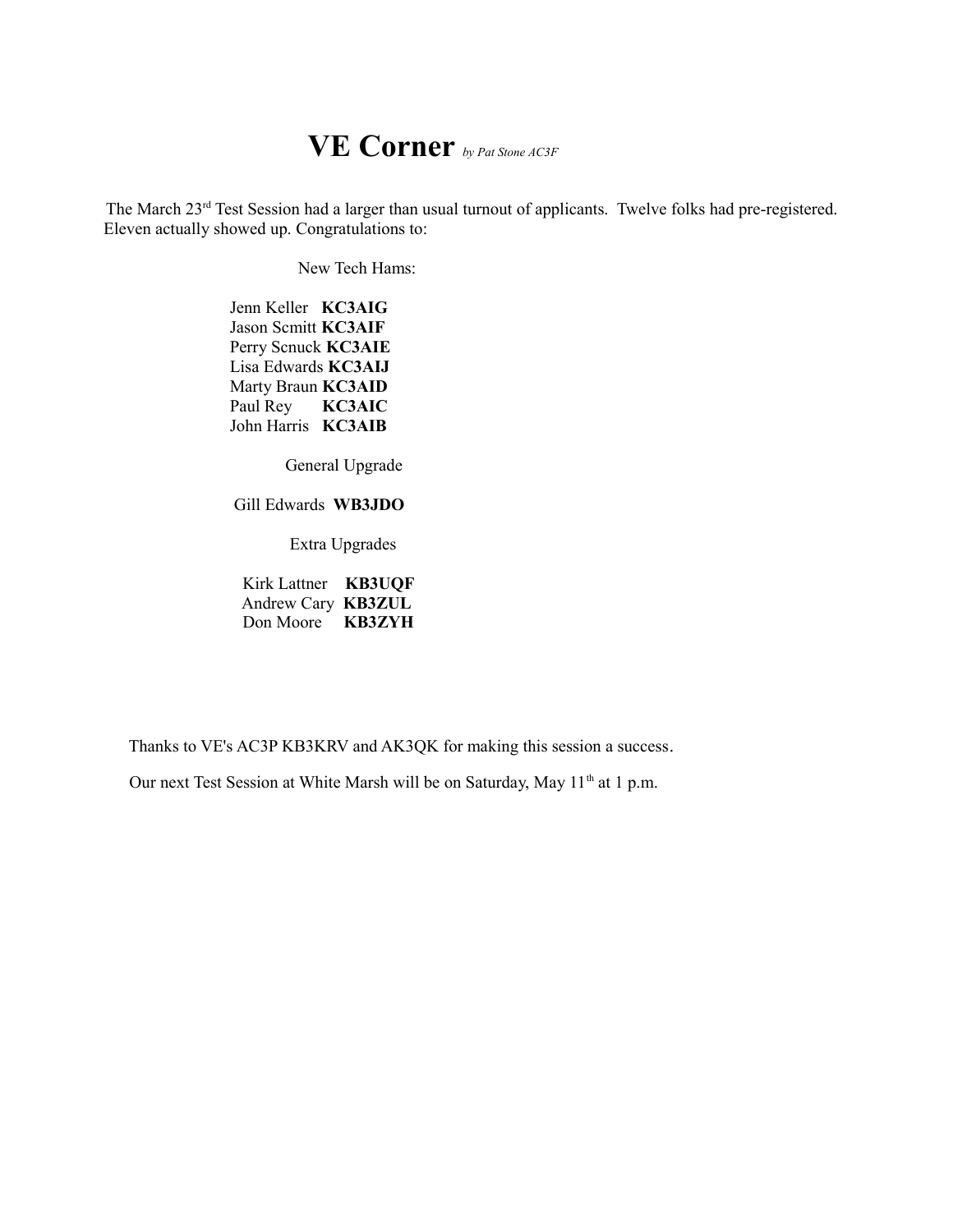# VE Corner *by Pat Stone AC3F*

The March 23rd Test Session had a larger than usual turnout of applicants. Twelve folks had pre-registered. Eleven actually showed up. Congratulations to:

New Tech Hams:

Jenn Keller **KC3AIG**
Jason Scmitt **KC3AIF**
Perry Scnuck **KC3AIE**
Lisa Edwards **KC3AIJ**
Marty Braun **KC3AID**
Paul Rey **KC3AIC**
John Harris **KC3AIB**

General Upgrade

Gill Edwards **WB3JDO**

Extra Upgrades

Kirk Lattner **KB3UQF**
Andrew Cary **KB3ZUL**
Don Moore **KB3ZYH**

Thanks to VE's AC3P KB3KRV and AK3QK for making this session a success.

Our next Test Session at White Marsh will be on Saturday, May 11th at 1 p.m.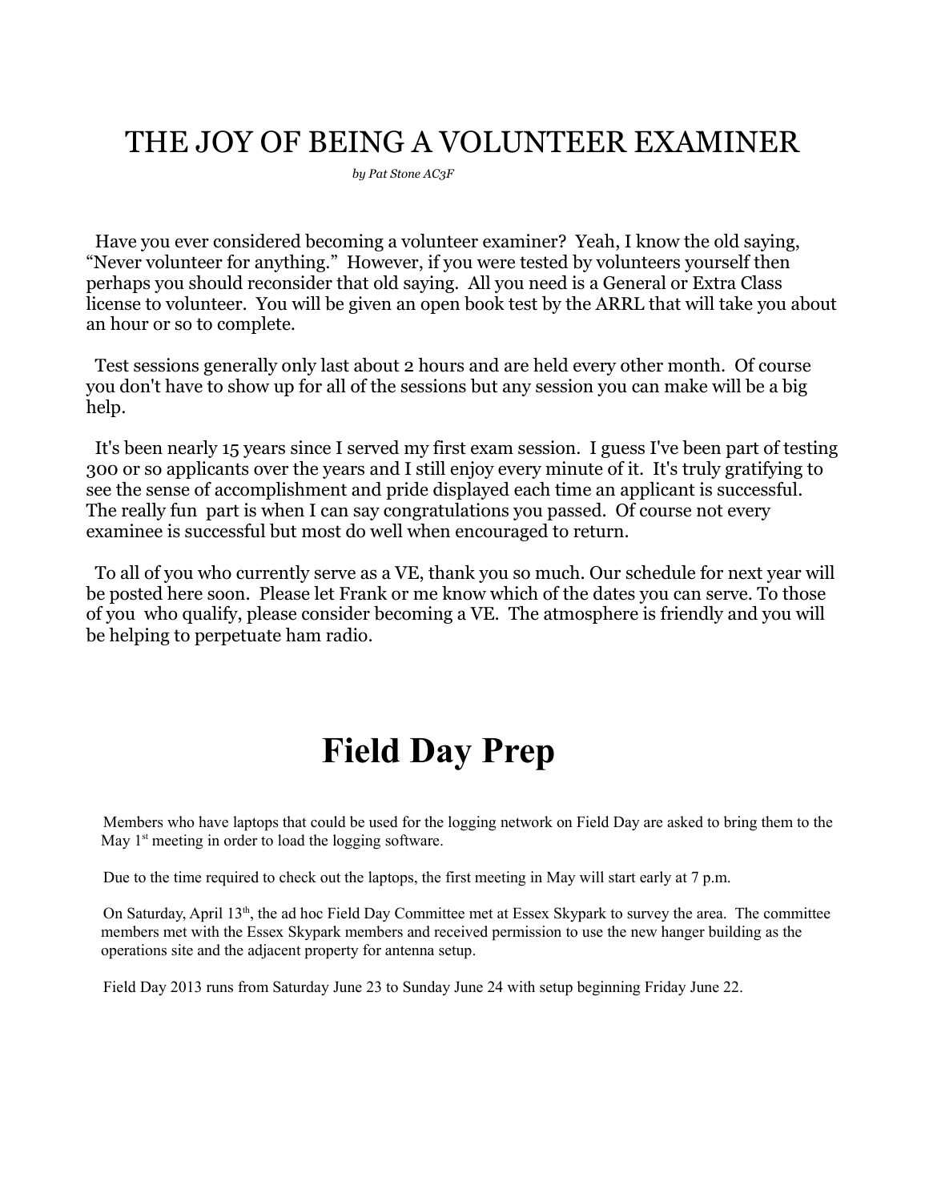# THE JOY OF BEING A VOLUNTEER EXAMINER

*by Pat Stone AC3F*

Have you ever considered becoming a volunteer examiner? Yeah, I know the old saying, "Never volunteer for anything." However, if you were tested by volunteers yourself then perhaps you should reconsider that old saying. All you need is a General or Extra Class license to volunteer. You will be given an open book test by the ARRL that will take you about an hour or so to complete.

Test sessions generally only last about 2 hours and are held every other month. Of course you don't have to show up for all of the sessions but any session you can make will be a big help.

It's been nearly 15 years since I served my first exam session. I guess I've been part of testing 300 or so applicants over the years and I still enjoy every minute of it. It's truly gratifying to see the sense of accomplishment and pride displayed each time an applicant is successful. The really fun part is when I can say congratulations you passed. Of course not every examinee is successful but most do well when encouraged to return.

To all of you who currently serve as a VE, thank you so much. Our schedule for next year will be posted here soon. Please let Frank or me know which of the dates you can serve. To those of you who qualify, please consider becoming a VE. The atmosphere is friendly and you will be helping to perpetuate ham radio.

# Field Day Prep

Members who have laptops that could be used for the logging network on Field Day are asked to bring them to the May 1st meeting in order to load the logging software.

Due to the time required to check out the laptops, the first meeting in May will start early at 7 p.m.

On Saturday, April 13th, the ad hoc Field Day Committee met at Essex Skypark to survey the area. The committee members met with the Essex Skypark members and received permission to use the new hanger building as the operations site and the adjacent property for antenna setup.

Field Day 2013 runs from Saturday June 23 to Sunday June 24 with setup beginning Friday June 22.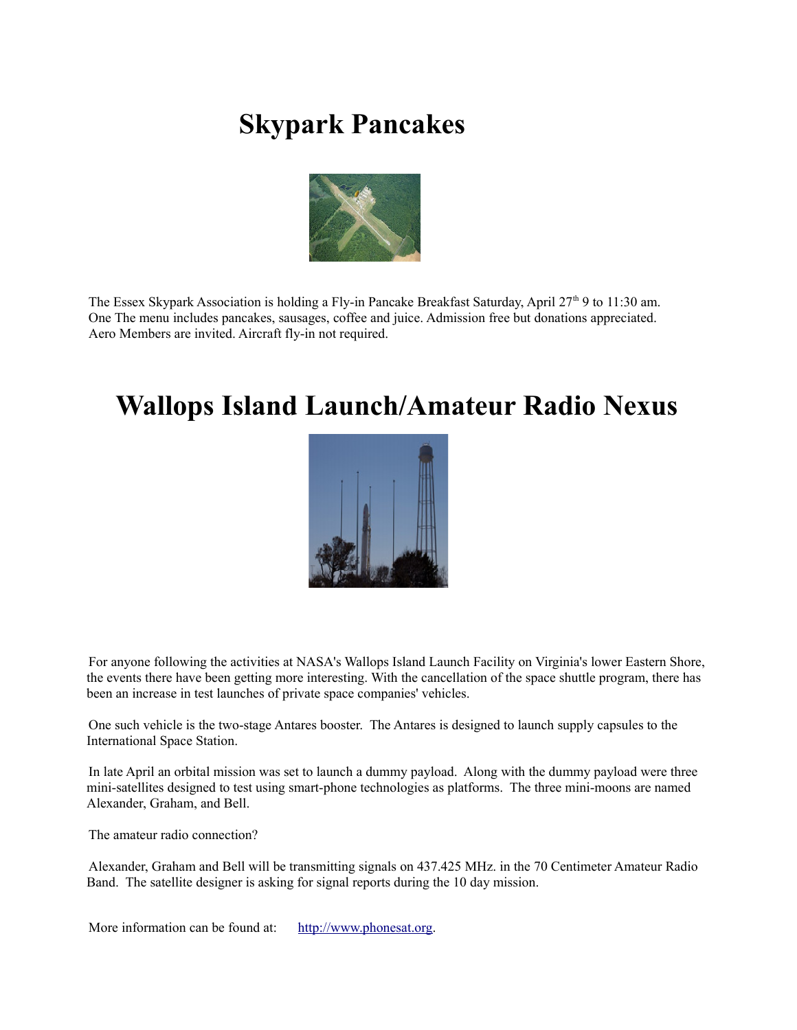# Skypark Pancakes

The Essex Skypark Association is holding a Fly-in Pancake Breakfast Saturday, April 27th 9 to 11:30 am. One The menu includes pancakes, sausages, coffee and juice. Admission free but donations appreciated. Aero Members are invited. Aircraft fly-in not required.

# Wallops Island Launch/Amateur Radio Nexus

For anyone following the activities at NASA's Wallops Island Launch Facility on Virginia's lower Eastern Shore, the events there have been getting more interesting. With the cancellation of the space shuttle program, there has been an increase in test launches of private space companies' vehicles.

One such vehicle is the two-stage Antares booster. The Antares is designed to launch supply capsules to the International Space Station.

In late April an orbital mission was set to launch a dummy payload. Along with the dummy payload were three mini-satellites designed to test using smart-phone technologies as platforms. The three mini-moons are named Alexander, Graham, and Bell.

The amateur radio connection?

Alexander, Graham and Bell will be transmitting signals on 437.425 MHz. in the 70 Centimeter Amateur Radio Band. The satellite designer is asking for signal reports during the 10 day mission.

More information can be found at: [http://www.phonesat.org](http://www.phonesat.org).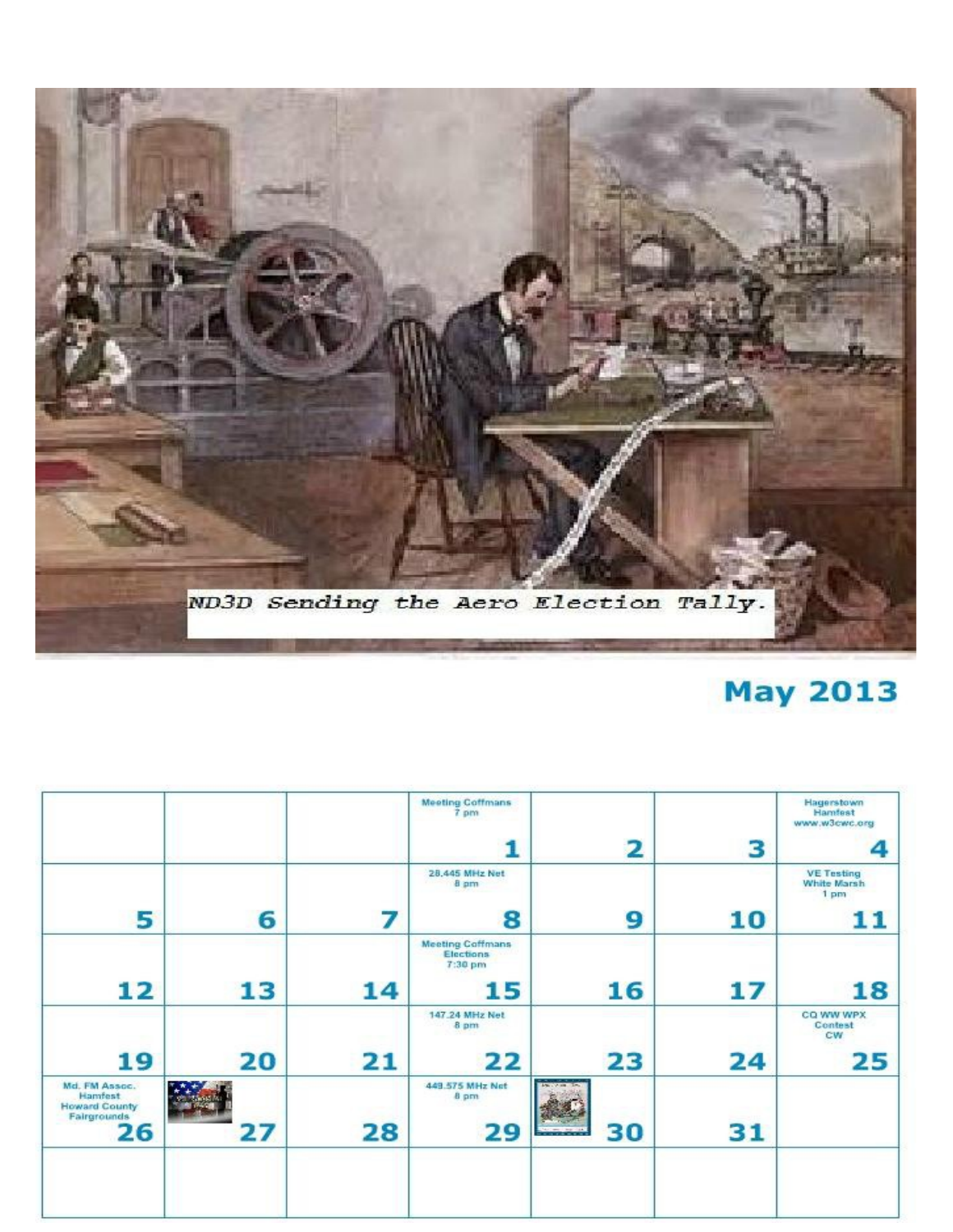ND3D Sending the Aero Election Tally.

# May 2013

| | | | | | | |
|---|---|---|---|---|---|---|
| | | | Meeting Coffmans 7 pm<br>1 | 2 | 3 | Hagerstown Hamfest www.w3cwc.org<br>4 |
| 5 | 6 | 7 | 28.445 MHz Net 8 pm<br>8 | 9 | 10 | VE Testing White Marsh 1 pm<br>11 |
| 12 | 13 | 14 | Meeting Coffmans Elections 7:30 pm<br>15 | 16 | 17 | 18 |
| 19 | 20 | 21 | 147.24 MHz Net 8 pm<br>22 | 23 | 24 | CQ WW WPX Contest CW<br>25 |
| Md. FM Assoc. Hamfest Howard County Fairgrounds<br>26 | 27 | 28 | 449.575 MHz Net 8 pm<br>29 | 30 | 31 | |
| | | | | | | |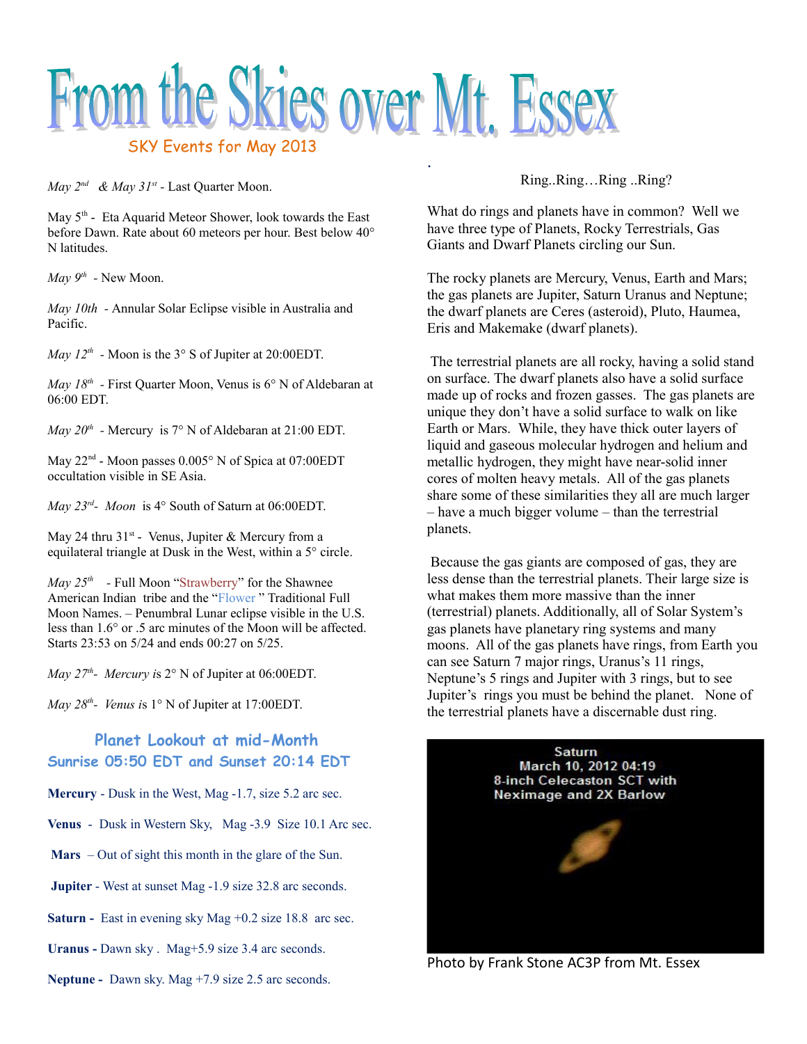# From the Skies over Mt. Essex

SKY Events for May 2013

*May 2nd & May 31st* - Last Quarter Moon.

May 5th - Eta Aquarid Meteor Shower, look towards the East before Dawn. Rate about 60 meteors per hour. Best below 40° N latitudes.

*May 9th* - New Moon.

*May 10th* - Annular Solar Eclipse visible in Australia and Pacific.

*May 12th* - Moon is the 3° S of Jupiter at 20:00EDT.

*May 18th* - First Quarter Moon, Venus is 6° N of Aldebaran at 06:00 EDT.

*May 20th* - Mercury is 7° N of Aldebaran at 21:00 EDT.

May 22nd - Moon passes 0.005° N of Spica at 07:00EDT occultation visible in SE Asia.

*May 23rd- Moon* is 4° South of Saturn at 06:00EDT.

May 24 thru 31st - Venus, Jupiter & Mercury from a equilateral triangle at Dusk in the West, within a 5° circle.

*May 25th* - Full Moon "Strawberry" for the Shawnee American Indian tribe and the "Flower" Traditional Full Moon Names. – Penumbral Lunar eclipse visible in the U.S. less than 1.6° or .5 arc minutes of the Moon will be affected. Starts 23:53 on 5/24 and ends 00:27 on 5/25.

*May 27th- Mercury i*s 2° N of Jupiter at 06:00EDT.

*May 28th- Venus i*s 1° N of Jupiter at 17:00EDT.

## Planet Lookout at mid-Month

**Sunrise 05:50 EDT and Sunset 20:14 EDT**

**Mercury** - Dusk in the West, Mag -1.7, size 5.2 arc sec.

**Venus** - Dusk in Western Sky, Mag -3.9 Size 10.1 Arc sec.

**Mars** – Out of sight this month in the glare of the Sun.

**Jupiter** - West at sunset Mag -1.9 size 32.8 arc seconds.

**Saturn -** East in evening sky Mag +0.2 size 18.8 arc sec.

**Uranus -** Dawn sky . Mag+5.9 size 3.4 arc seconds.

**Neptune -** Dawn sky. Mag +7.9 size 2.5 arc seconds.

## Ring..Ring…Ring ..Ring?

What do rings and planets have in common? Well we have three type of Planets, Rocky Terrestrials, Gas Giants and Dwarf Planets circling our Sun.

The rocky planets are Mercury, Venus, Earth and Mars; the gas planets are Jupiter, Saturn Uranus and Neptune; the dwarf planets are Ceres (asteroid), Pluto, Haumea, Eris and Makemake (dwarf planets).

The terrestrial planets are all rocky, having a solid stand on surface. The dwarf planets also have a solid surface made up of rocks and frozen gasses. The gas planets are unique they don't have a solid surface to walk on like Earth or Mars. While, they have thick outer layers of liquid and gaseous molecular hydrogen and helium and metallic hydrogen, they might have near-solid inner cores of molten heavy metals. All of the gas planets share some of these similarities they all are much larger – have a much bigger volume – than the terrestrial planets.

Because the gas giants are composed of gas, they are less dense than the terrestrial planets. Their large size is what makes them more massive than the inner (terrestrial) planets. Additionally, all of Solar System's gas planets have planetary ring systems and many moons. All of the gas planets have rings, from Earth you can see Saturn 7 major rings, Uranus's 11 rings, Neptune's 5 rings and Jupiter with 3 rings, but to see Jupiter's rings you must be behind the planet. None of the terrestrial planets have a discernable dust ring.

Saturn
March 10, 2012 04:19
8-inch Celecaston SCT with
Neximage and 2X Barlow

Photo by Frank Stone AC3P from Mt. Essex